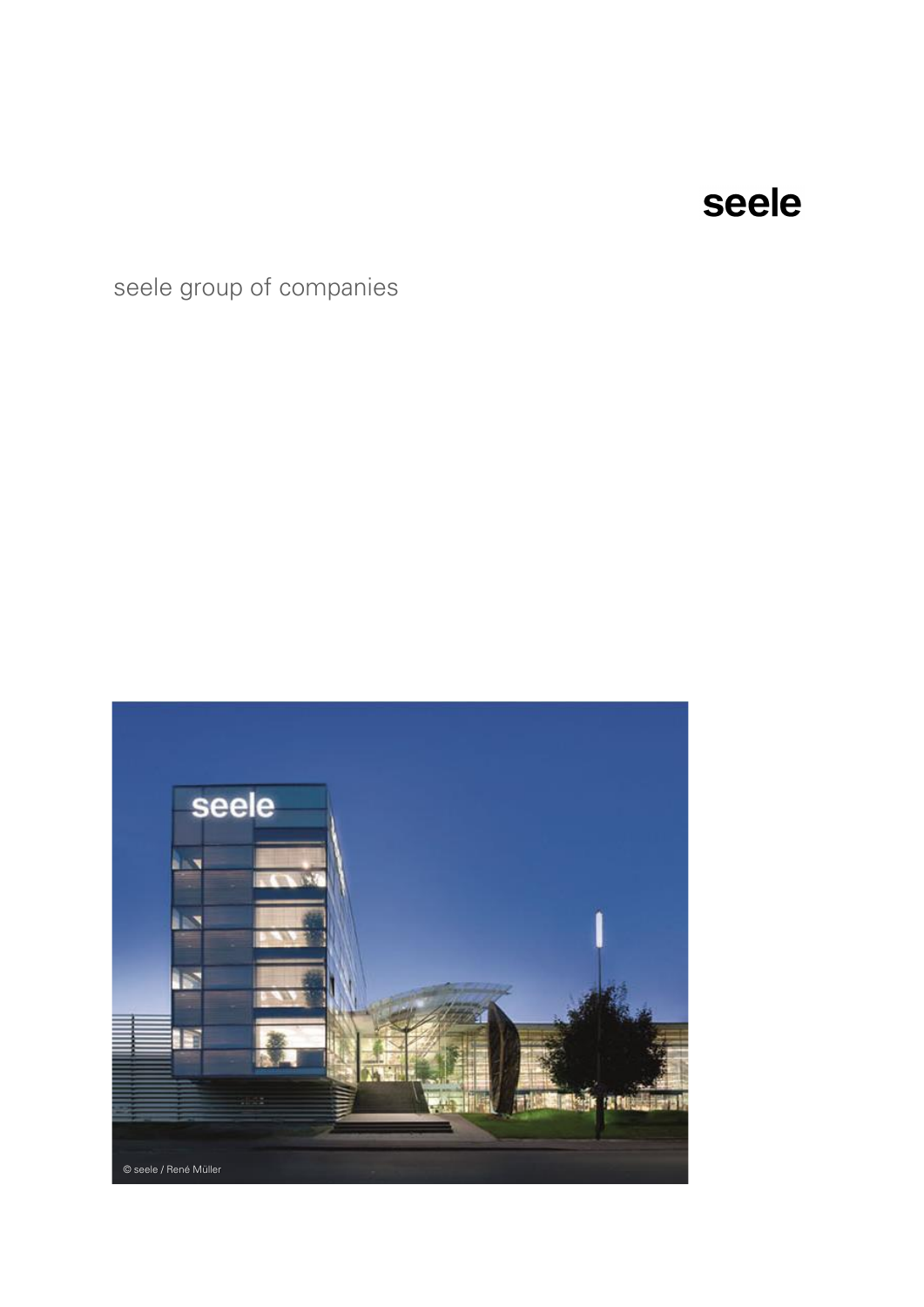seele

seele group of companies

© seele / René Müller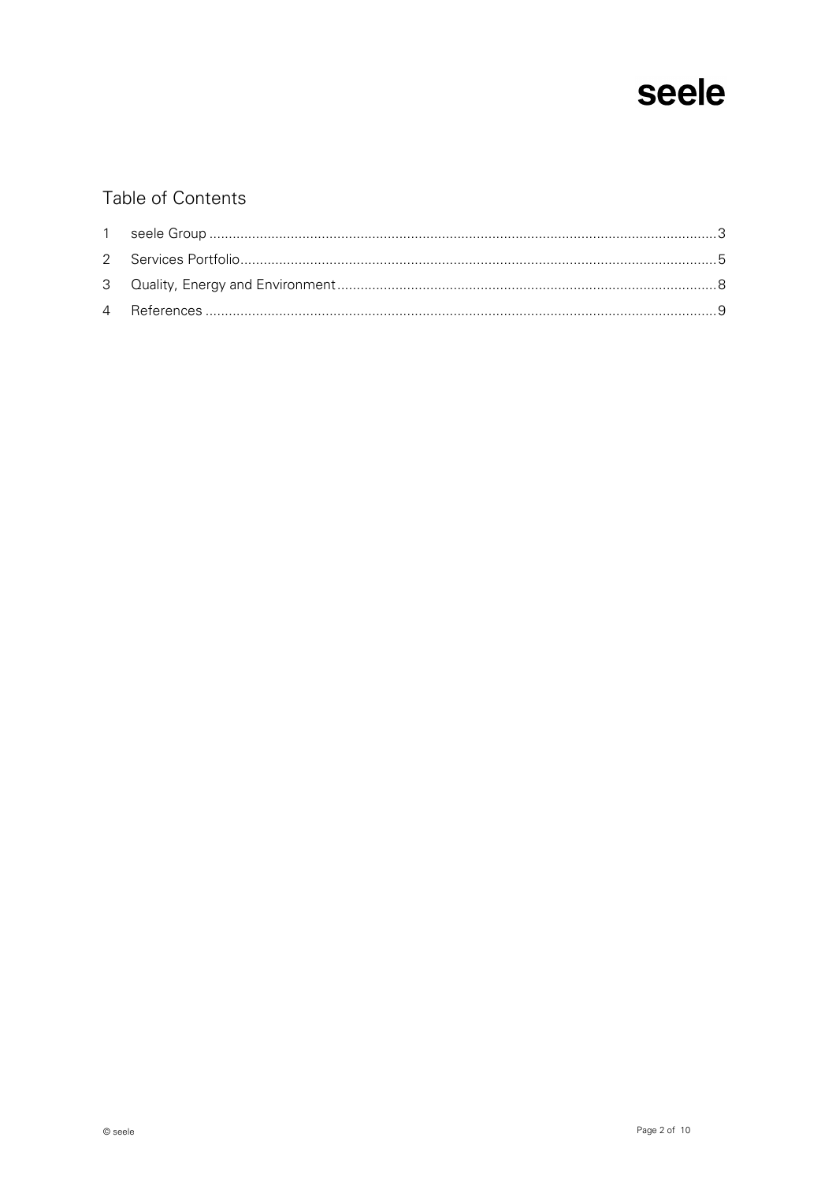## Table of Contents

1 seele Group .......... 3
2 Services Portfolio .......... 5
3 Quality, Energy and Environment .......... 8
4 References .......... 9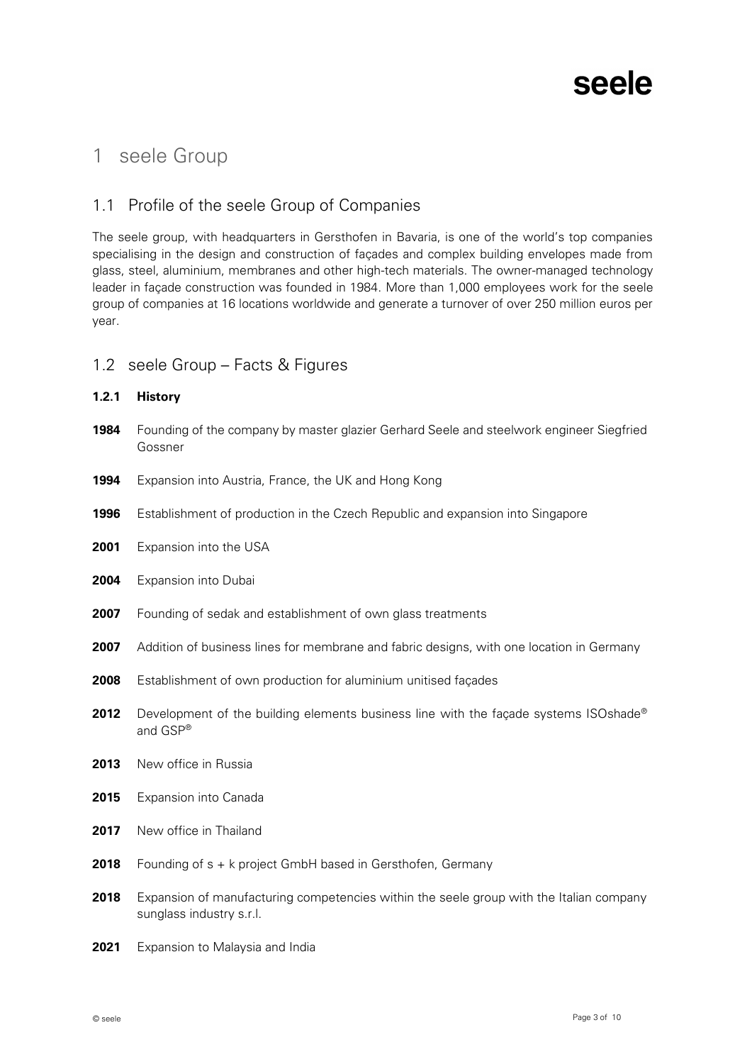# 1 seele Group

## 1.1 Profile of the seele Group of Companies

The seele group, with headquarters in Gersthofen in Bavaria, is one of the world's top companies specialising in the design and construction of façades and complex building envelopes made from glass, steel, aluminium, membranes and other high-tech materials. The owner-managed technology leader in façade construction was founded in 1984. More than 1,000 employees work for the seele group of companies at 16 locations worldwide and generate a turnover of over 250 million euros per year.

## 1.2 seele Group – Facts & Figures

### 1.2.1 History

**1984** Founding of the company by master glazier Gerhard Seele and steelwork engineer Siegfried Gossner

**1994** Expansion into Austria, France, the UK and Hong Kong

**1996** Establishment of production in the Czech Republic and expansion into Singapore

**2001** Expansion into the USA

**2004** Expansion into Dubai

**2007** Founding of sedak and establishment of own glass treatments

**2007** Addition of business lines for membrane and fabric designs, with one location in Germany

**2008** Establishment of own production for aluminium unitised façades

**2012** Development of the building elements business line with the façade systems ISOshade® and GSP®

**2013** New office in Russia

**2015** Expansion into Canada

**2017** New office in Thailand

**2018** Founding of s + k project GmbH based in Gersthofen, Germany

**2018** Expansion of manufacturing competencies within the seele group with the Italian company sunglass industry s.r.l.

**2021** Expansion to Malaysia and India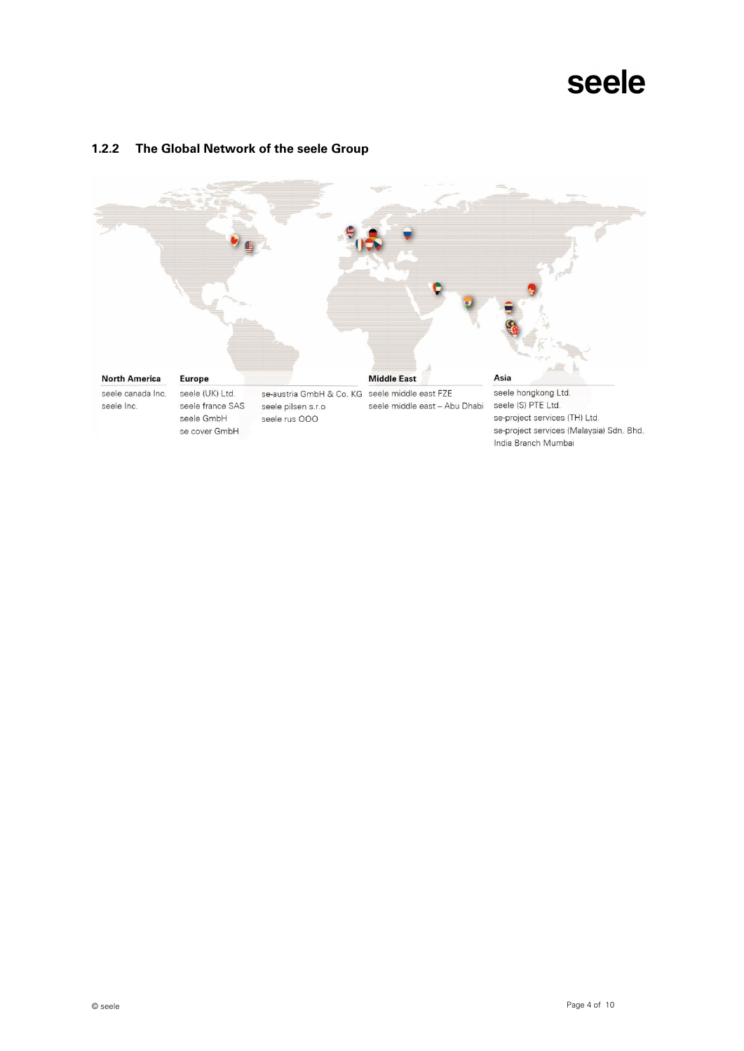### 1.2.2 The Global Network of the seele Group

| North America | Europe | | Middle East | Asia |
|---|---|---|---|---|
| seele canada Inc. | seele (UK) Ltd. | se-austria GmbH & Co. KG | seele middle east FZE | seele hongkong Ltd. |
| seele Inc. | seele france SAS | seele pilsen s.r.o | seele middle east – Abu Dhabi | seele (S) PTE Ltd. |
| | seele GmbH | seele rus OOO | | se-project services (TH) Ltd. |
| | se cover GmbH | | | se-project services (Malaysia) Sdn. Bhd. |
| | | | | India Branch Mumbai |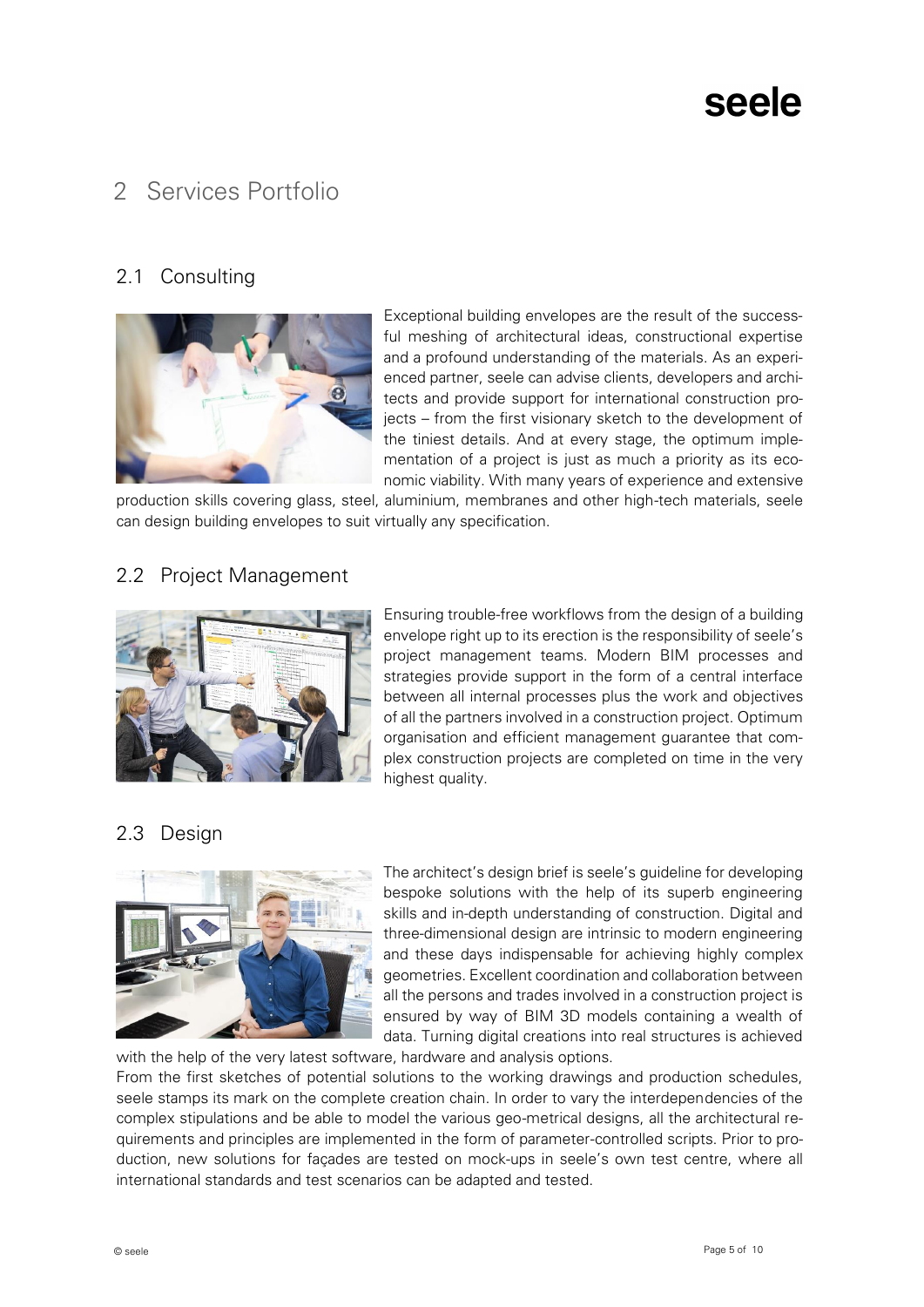# 2 Services Portfolio

## 2.1 Consulting

Exceptional building envelopes are the result of the successful meshing of architectural ideas, constructional expertise and a profound understanding of the materials. As an experienced partner, seele can advise clients, developers and architects and provide support for international construction projects – from the first visionary sketch to the development of the tiniest details. And at every stage, the optimum implementation of a project is just as much a priority as its economic viability. With many years of experience and extensive production skills covering glass, steel, aluminium, membranes and other high-tech materials, seele can design building envelopes to suit virtually any specification.

## 2.2 Project Management

Ensuring trouble-free workflows from the design of a building envelope right up to its erection is the responsibility of seele's project management teams. Modern BIM processes and strategies provide support in the form of a central interface between all internal processes plus the work and objectives of all the partners involved in a construction project. Optimum organisation and efficient management guarantee that complex construction projects are completed on time in the very highest quality.

## 2.3 Design

The architect's design brief is seele's guideline for developing bespoke solutions with the help of its superb engineering skills and in-depth understanding of construction. Digital and three-dimensional design are intrinsic to modern engineering and these days indispensable for achieving highly complex geometries. Excellent coordination and collaboration between all the persons and trades involved in a construction project is ensured by way of BIM 3D models containing a wealth of data. Turning digital creations into real structures is achieved with the help of the very latest software, hardware and analysis options.

From the first sketches of potential solutions to the working drawings and production schedules, seele stamps its mark on the complete creation chain. In order to vary the interdependencies of the complex stipulations and be able to model the various geo-metrical designs, all the architectural requirements and principles are implemented in the form of parameter-controlled scripts. Prior to production, new solutions for façades are tested on mock-ups in seele's own test centre, where all international standards and test scenarios can be adapted and tested.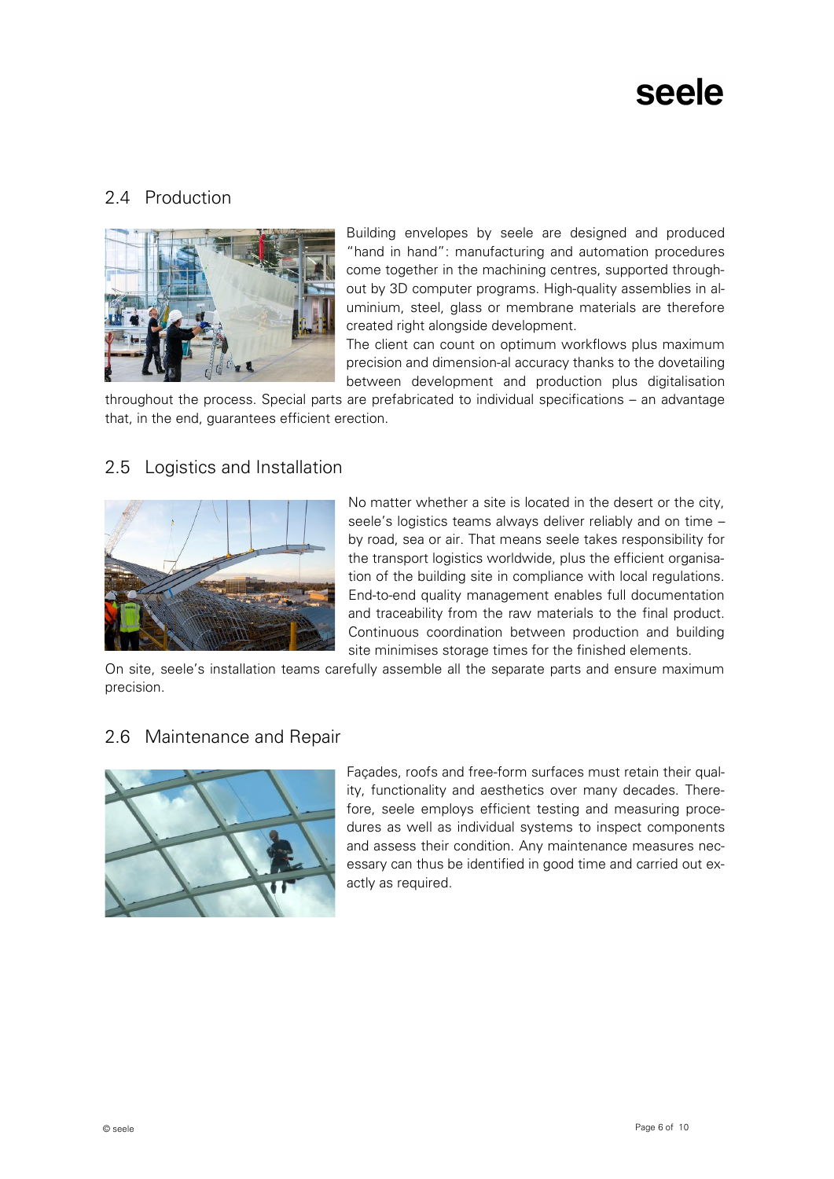## 2.4 Production

Building envelopes by seele are designed and produced "hand in hand": manufacturing and automation procedures come together in the machining centres, supported throughout by 3D computer programs. High-quality assemblies in aluminium, steel, glass or membrane materials are therefore created right alongside development.
The client can count on optimum workflows plus maximum precision and dimension-al accuracy thanks to the dovetailing between development and production plus digitalisation throughout the process. Special parts are prefabricated to individual specifications – an advantage that, in the end, guarantees efficient erection.

## 2.5 Logistics and Installation

No matter whether a site is located in the desert or the city, seele's logistics teams always deliver reliably and on time – by road, sea or air. That means seele takes responsibility for the transport logistics worldwide, plus the efficient organisation of the building site in compliance with local regulations. End-to-end quality management enables full documentation and traceability from the raw materials to the final product. Continuous coordination between production and building site minimises storage times for the finished elements.
On site, seele's installation teams carefully assemble all the separate parts and ensure maximum precision.

## 2.6 Maintenance and Repair

Façades, roofs and free-form surfaces must retain their quality, functionality and aesthetics over many decades. Therefore, seele employs efficient testing and measuring procedures as well as individual systems to inspect components and assess their condition. Any maintenance measures necessary can thus be identified in good time and carried out exactly as required.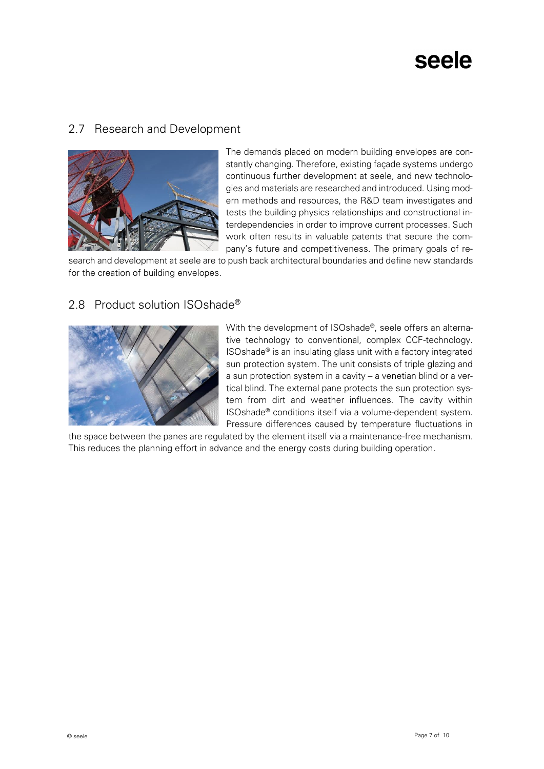## 2.7 Research and Development

The demands placed on modern building envelopes are constantly changing. Therefore, existing façade systems undergo continuous further development at seele, and new technologies and materials are researched and introduced. Using modern methods and resources, the R&D team investigates and tests the building physics relationships and constructional interdependencies in order to improve current processes. Such work often results in valuable patents that secure the company's future and competitiveness. The primary goals of research and development at seele are to push back architectural boundaries and define new standards for the creation of building envelopes.

## 2.8 Product solution ISOshade®

With the development of ISOshade®, seele offers an alternative technology to conventional, complex CCF-technology. ISOshade® is an insulating glass unit with a factory integrated sun protection system. The unit consists of triple glazing and a sun protection system in a cavity – a venetian blind or a vertical blind. The external pane protects the sun protection system from dirt and weather influences. The cavity within ISOshade® conditions itself via a volume-dependent system. Pressure differences caused by temperature fluctuations in the space between the panes are regulated by the element itself via a maintenance-free mechanism. This reduces the planning effort in advance and the energy costs during building operation.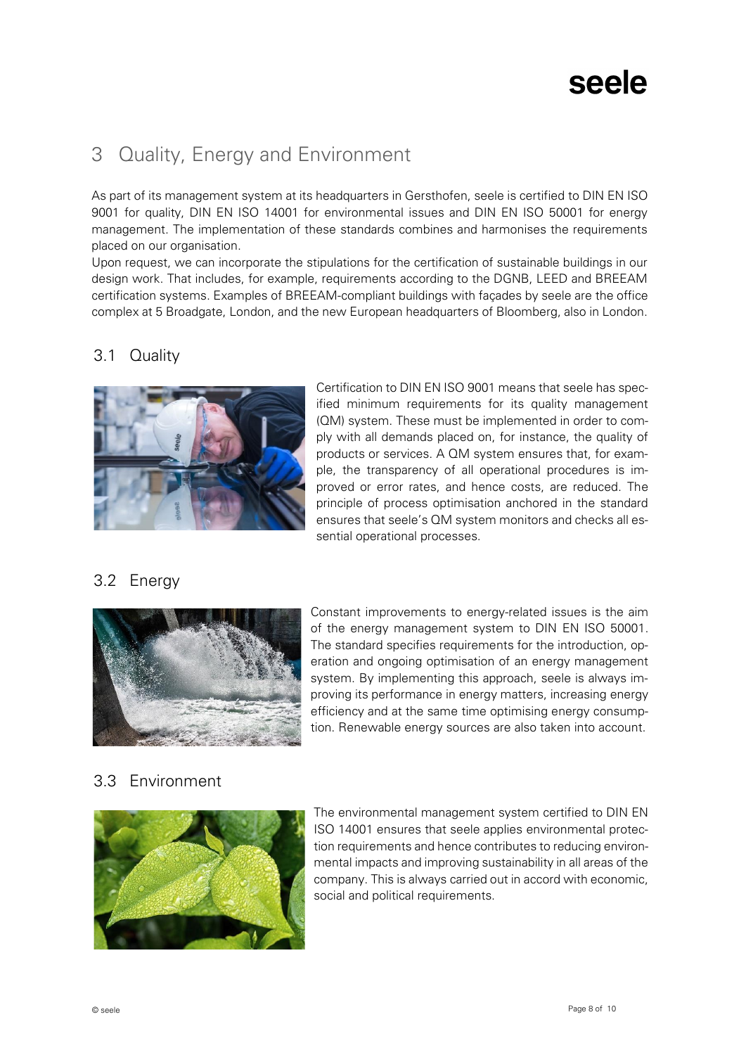# 3 Quality, Energy and Environment

As part of its management system at its headquarters in Gersthofen, seele is certified to DIN EN ISO 9001 for quality, DIN EN ISO 14001 for environmental issues and DIN EN ISO 50001 for energy management. The implementation of these standards combines and harmonises the requirements placed on our organisation.

Upon request, we can incorporate the stipulations for the certification of sustainable buildings in our design work. That includes, for example, requirements according to the DGNB, LEED and BREEAM certification systems. Examples of BREEAM-compliant buildings with façades by seele are the office complex at 5 Broadgate, London, and the new European headquarters of Bloomberg, also in London.

## 3.1 Quality

Certification to DIN EN ISO 9001 means that seele has specified minimum requirements for its quality management (QM) system. These must be implemented in order to comply with all demands placed on, for instance, the quality of products or services. A QM system ensures that, for example, the transparency of all operational procedures is improved or error rates, and hence costs, are reduced. The principle of process optimisation anchored in the standard ensures that seele's QM system monitors and checks all essential operational processes.

## 3.2 Energy

Constant improvements to energy-related issues is the aim of the energy management system to DIN EN ISO 50001. The standard specifies requirements for the introduction, operation and ongoing optimisation of an energy management system. By implementing this approach, seele is always improving its performance in energy matters, increasing energy efficiency and at the same time optimising energy consumption. Renewable energy sources are also taken into account.

## 3.3 Environment

The environmental management system certified to DIN EN ISO 14001 ensures that seele applies environmental protection requirements and hence contributes to reducing environmental impacts and improving sustainability in all areas of the company. This is always carried out in accord with economic, social and political requirements.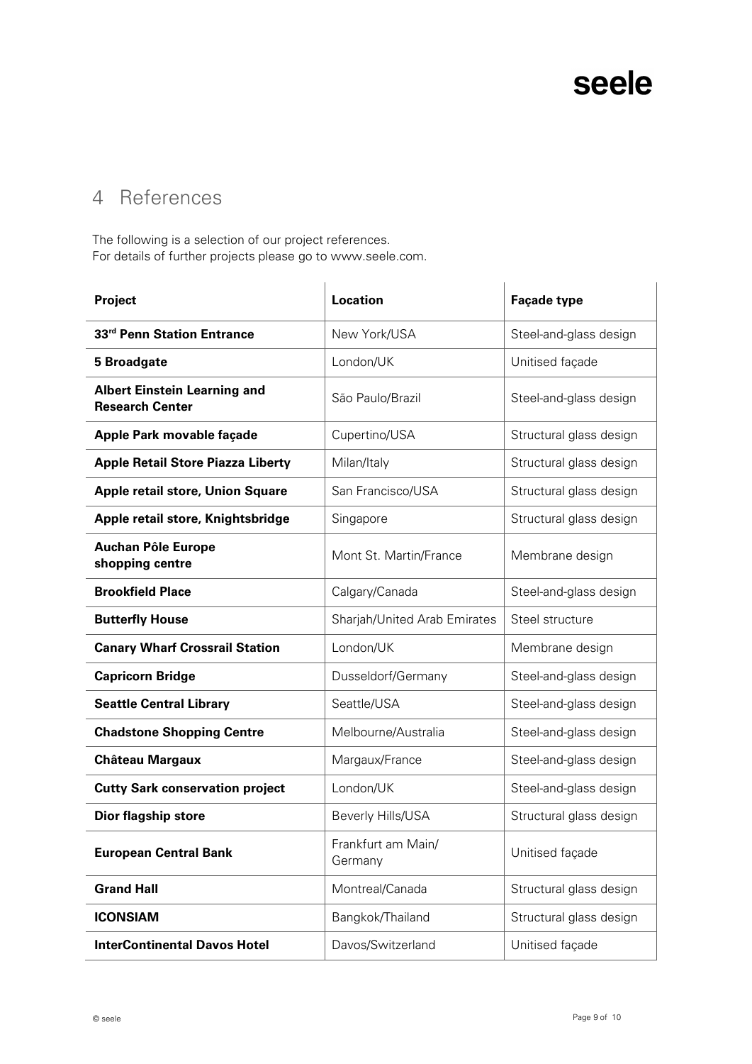# 4 References

The following is a selection of our project references.
For details of further projects please go to www.seele.com.

| Project | Location | Façade type |
| --- | --- | --- |
| **33rd Penn Station Entrance** | New York/USA | Steel-and-glass design |
| **5 Broadgate** | London/UK | Unitised façade |
| **Albert Einstein Learning and Research Center** | São Paulo/Brazil | Steel-and-glass design |
| **Apple Park movable façade** | Cupertino/USA | Structural glass design |
| **Apple Retail Store Piazza Liberty** | Milan/Italy | Structural glass design |
| **Apple retail store, Union Square** | San Francisco/USA | Structural glass design |
| **Apple retail store, Knightsbridge** | Singapore | Structural glass design |
| **Auchan Pôle Europe shopping centre** | Mont St. Martin/France | Membrane design |
| **Brookfield Place** | Calgary/Canada | Steel-and-glass design |
| **Butterfly House** | Sharjah/United Arab Emirates | Steel structure |
| **Canary Wharf Crossrail Station** | London/UK | Membrane design |
| **Capricorn Bridge** | Dusseldorf/Germany | Steel-and-glass design |
| **Seattle Central Library** | Seattle/USA | Steel-and-glass design |
| **Chadstone Shopping Centre** | Melbourne/Australia | Steel-and-glass design |
| **Château Margaux** | Margaux/France | Steel-and-glass design |
| **Cutty Sark conservation project** | London/UK | Steel-and-glass design |
| **Dior flagship store** | Beverly Hills/USA | Structural glass design |
| **European Central Bank** | Frankfurt am Main/ Germany | Unitised façade |
| **Grand Hall** | Montreal/Canada | Structural glass design |
| **ICONSIAM** | Bangkok/Thailand | Structural glass design |
| **InterContinental Davos Hotel** | Davos/Switzerland | Unitised façade |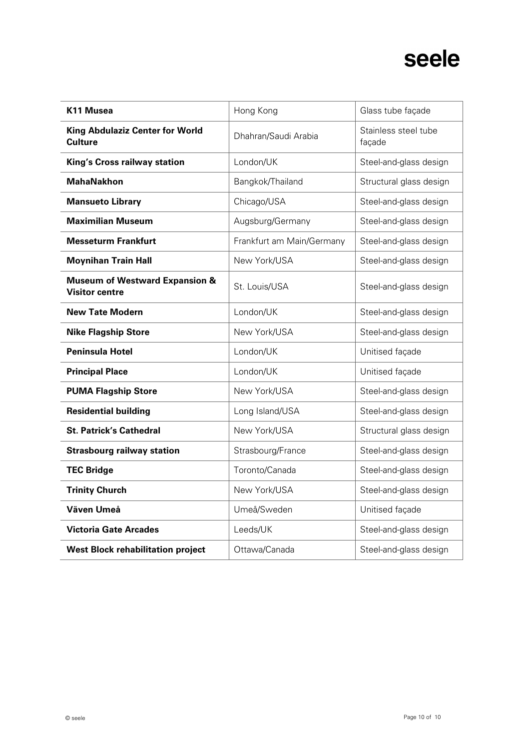| | | |
|---|---|---|
| **K11 Musea** | Hong Kong | Glass tube façade |
| **King Abdulaziz Center for World Culture** | Dhahran/Saudi Arabia | Stainless steel tube façade |
| **King's Cross railway station** | London/UK | Steel-and-glass design |
| **MahaNakhon** | Bangkok/Thailand | Structural glass design |
| **Mansueto Library** | Chicago/USA | Steel-and-glass design |
| **Maximilian Museum** | Augsburg/Germany | Steel-and-glass design |
| **Messeturm Frankfurt** | Frankfurt am Main/Germany | Steel-and-glass design |
| **Moynihan Train Hall** | New York/USA | Steel-and-glass design |
| **Museum of Westward Expansion & Visitor centre** | St. Louis/USA | Steel-and-glass design |
| **New Tate Modern** | London/UK | Steel-and-glass design |
| **Nike Flagship Store** | New York/USA | Steel-and-glass design |
| **Peninsula Hotel** | London/UK | Unitised façade |
| **Principal Place** | London/UK | Unitised façade |
| **PUMA Flagship Store** | New York/USA | Steel-and-glass design |
| **Residential building** | Long Island/USA | Steel-and-glass design |
| **St. Patrick's Cathedral** | New York/USA | Structural glass design |
| **Strasbourg railway station** | Strasbourg/France | Steel-and-glass design |
| **TEC Bridge** | Toronto/Canada | Steel-and-glass design |
| **Trinity Church** | New York/USA | Steel-and-glass design |
| **Väven Umeå** | Umeå/Sweden | Unitised façade |
| **Victoria Gate Arcades** | Leeds/UK | Steel-and-glass design |
| **West Block rehabilitation project** | Ottawa/Canada | Steel-and-glass design |